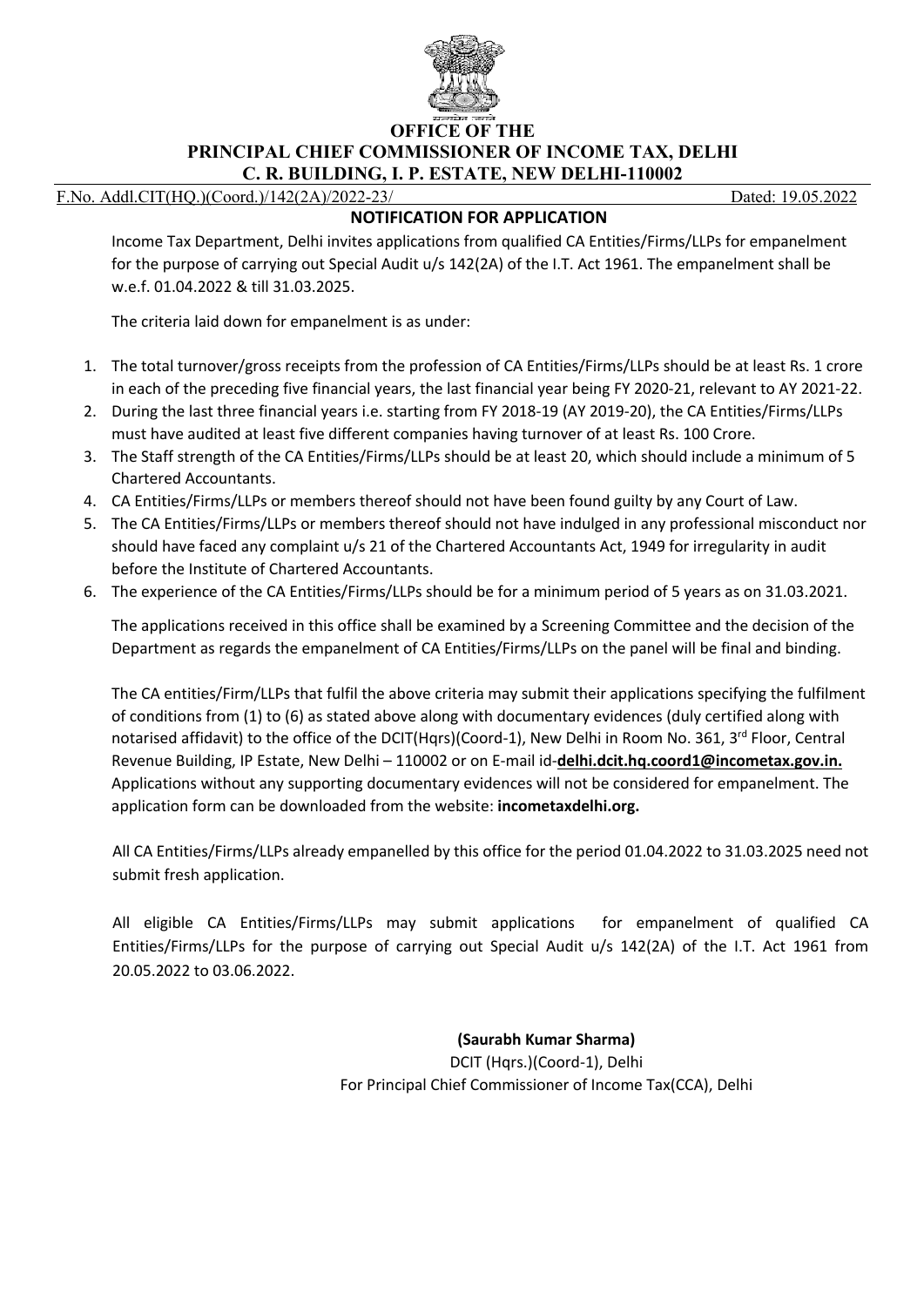**OFFICE OF THE**
**PRINCIPAL CHIEF COMMISSIONER OF INCOME TAX, DELHI**
**C. R. BUILDING, I. P. ESTATE, NEW DELHI-110002**

F.No. Addl.CIT(HQ.)(Coord.)/142(2A)/2022-23/ Dated: 19.05.2022

## NOTIFICATION FOR APPLICATION

Income Tax Department, Delhi invites applications from qualified CA Entities/Firms/LLPs for empanelment for the purpose of carrying out Special Audit u/s 142(2A) of the I.T. Act 1961. The empanelment shall be w.e.f. 01.04.2022 & till 31.03.2025.

The criteria laid down for empanelment is as under:

1. The total turnover/gross receipts from the profession of CA Entities/Firms/LLPs should be at least Rs. 1 crore in each of the preceding five financial years, the last financial year being FY 2020-21, relevant to AY 2021-22.
2. During the last three financial years i.e. starting from FY 2018-19 (AY 2019-20), the CA Entities/Firms/LLPs must have audited at least five different companies having turnover of at least Rs. 100 Crore.
3. The Staff strength of the CA Entities/Firms/LLPs should be at least 20, which should include a minimum of 5 Chartered Accountants.
4. CA Entities/Firms/LLPs or members thereof should not have been found guilty by any Court of Law.
5. The CA Entities/Firms/LLPs or members thereof should not have indulged in any professional misconduct nor should have faced any complaint u/s 21 of the Chartered Accountants Act, 1949 for irregularity in audit before the Institute of Chartered Accountants.
6. The experience of the CA Entities/Firms/LLPs should be for a minimum period of 5 years as on 31.03.2021.

The applications received in this office shall be examined by a Screening Committee and the decision of the Department as regards the empanelment of CA Entities/Firms/LLPs on the panel will be final and binding.

The CA entities/Firm/LLPs that fulfil the above criteria may submit their applications specifying the fulfilment of conditions from (1) to (6) as stated above along with documentary evidences (duly certified along with notarised affidavit) to the office of the DCIT(Hqrs)(Coord-1), New Delhi in Room No. 361, 3rd Floor, Central Revenue Building, IP Estate, New Delhi – 110002 or on E-mail id-**delhi.dcit.hq.coord1@incometax.gov.in.** Applications without any supporting documentary evidences will not be considered for empanelment. The application form can be downloaded from the website: **incometaxdelhi.org.**

All CA Entities/Firms/LLPs already empanelled by this office for the period 01.04.2022 to 31.03.2025 need not submit fresh application.

All eligible CA Entities/Firms/LLPs may submit applications for empanelment of qualified CA Entities/Firms/LLPs for the purpose of carrying out Special Audit u/s 142(2A) of the I.T. Act 1961 from 20.05.2022 to 03.06.2022.

**(Saurabh Kumar Sharma)**
DCIT (Hqrs.)(Coord-1), Delhi
For Principal Chief Commissioner of Income Tax(CCA), Delhi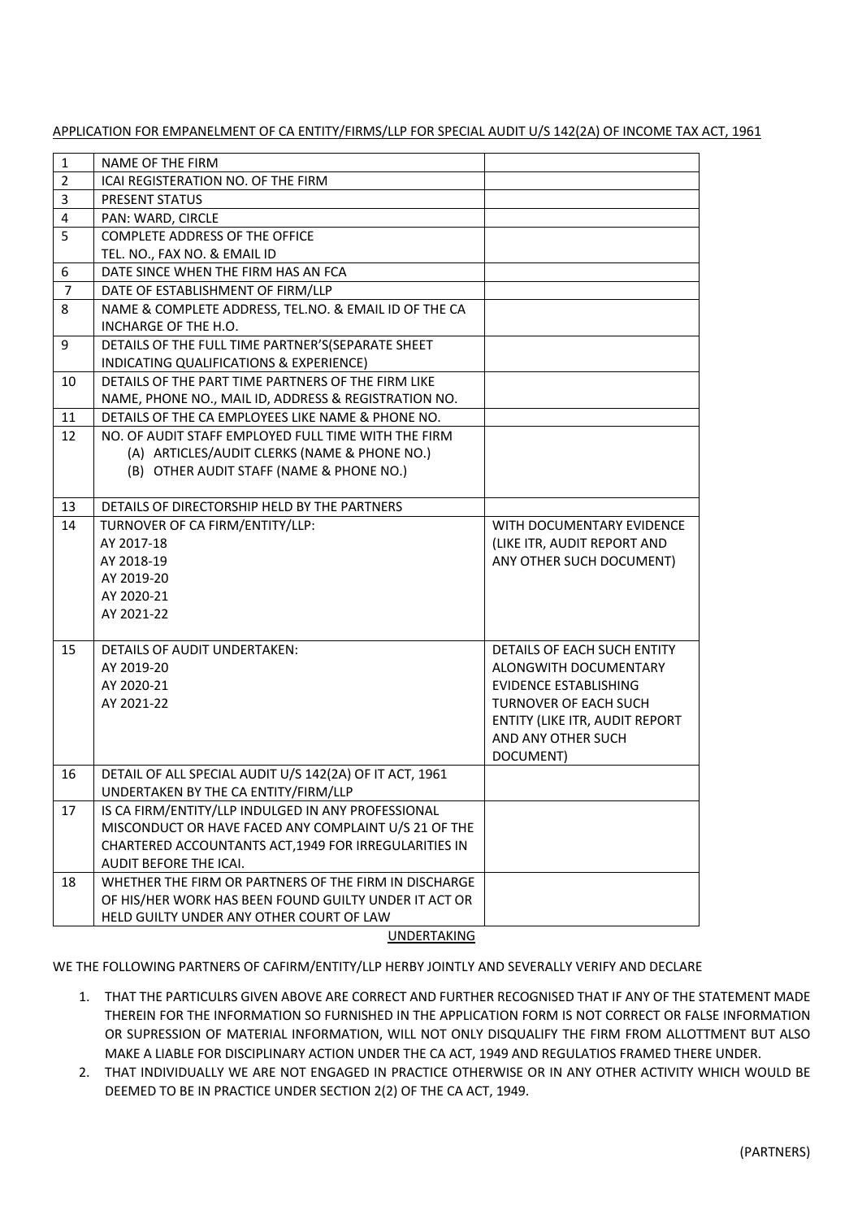APPLICATION FOR EMPANELMENT OF CA ENTITY/FIRMS/LLP FOR SPECIAL AUDIT U/S 142(2A) OF INCOME TAX ACT, 1961

| | | |
|---|---|---|
| 1 | NAME OF THE FIRM | |
| 2 | ICAI REGISTERATION NO. OF THE FIRM | |
| 3 | PRESENT STATUS | |
| 4 | PAN: WARD, CIRCLE | |
| 5 | COMPLETE ADDRESS OF THE OFFICE<br>TEL. NO., FAX NO. & EMAIL ID | |
| 6 | DATE SINCE WHEN THE FIRM HAS AN FCA | |
| 7 | DATE OF ESTABLISHMENT OF FIRM/LLP | |
| 8 | NAME & COMPLETE ADDRESS, TEL.NO. & EMAIL ID OF THE CA INCHARGE OF THE H.O. | |
| 9 | DETAILS OF THE FULL TIME PARTNER'S(SEPARATE SHEET INDICATING QUALIFICATIONS & EXPERIENCE) | |
| 10 | DETAILS OF THE PART TIME PARTNERS OF THE FIRM LIKE NAME, PHONE NO., MAIL ID, ADDRESS & REGISTRATION NO. | |
| 11 | DETAILS OF THE CA EMPLOYEES LIKE NAME & PHONE NO. | |
| 12 | NO. OF AUDIT STAFF EMPLOYED FULL TIME WITH THE FIRM<br>(A) ARTICLES/AUDIT CLERKS (NAME & PHONE NO.)<br>(B) OTHER AUDIT STAFF (NAME & PHONE NO.) | |
| 13 | DETAILS OF DIRECTORSHIP HELD BY THE PARTNERS | |
| 14 | TURNOVER OF CA FIRM/ENTITY/LLP:<br>AY 2017-18<br>AY 2018-19<br>AY 2019-20<br>AY 2020-21<br>AY 2021-22 | WITH DOCUMENTARY EVIDENCE (LIKE ITR, AUDIT REPORT AND ANY OTHER SUCH DOCUMENT) |
| 15 | DETAILS OF AUDIT UNDERTAKEN:<br>AY 2019-20<br>AY 2020-21<br>AY 2021-22 | DETAILS OF EACH SUCH ENTITY ALONGWITH DOCUMENTARY EVIDENCE ESTABLISHING TURNOVER OF EACH SUCH ENTITY (LIKE ITR, AUDIT REPORT AND ANY OTHER SUCH DOCUMENT) |
| 16 | DETAIL OF ALL SPECIAL AUDIT U/S 142(2A) OF IT ACT, 1961 UNDERTAKEN BY THE CA ENTITY/FIRM/LLP | |
| 17 | IS CA FIRM/ENTITY/LLP INDULGED IN ANY PROFESSIONAL MISCONDUCT OR HAVE FACED ANY COMPLAINT U/S 21 OF THE CHARTERED ACCOUNTANTS ACT,1949 FOR IRREGULARITIES IN AUDIT BEFORE THE ICAI. | |
| 18 | WHETHER THE FIRM OR PARTNERS OF THE FIRM IN DISCHARGE OF HIS/HER WORK HAS BEEN FOUND GUILTY UNDER IT ACT OR HELD GUILTY UNDER ANY OTHER COURT OF LAW | |

UNDERTAKING

WE THE FOLLOWING PARTNERS OF CAFIRM/ENTITY/LLP HERBY JOINTLY AND SEVERALLY VERIFY AND DECLARE

1. THAT THE PARTICULRS GIVEN ABOVE ARE CORRECT AND FURTHER RECOGNISED THAT IF ANY OF THE STATEMENT MADE THEREIN FOR THE INFORMATION SO FURNISHED IN THE APPLICATION FORM IS NOT CORRECT OR FALSE INFORMATION OR SUPRESSION OF MATERIAL INFORMATION, WILL NOT ONLY DISQUALIFY THE FIRM FROM ALLOTTMENT BUT ALSO MAKE A LIABLE FOR DISCIPLINARY ACTION UNDER THE CA ACT, 1949 AND REGULATIOS FRAMED THERE UNDER.
2. THAT INDIVIDUALLY WE ARE NOT ENGAGED IN PRACTICE OTHERWISE OR IN ANY OTHER ACTIVITY WHICH WOULD BE DEEMED TO BE IN PRACTICE UNDER SECTION 2(2) OF THE CA ACT, 1949.

(PARTNERS)